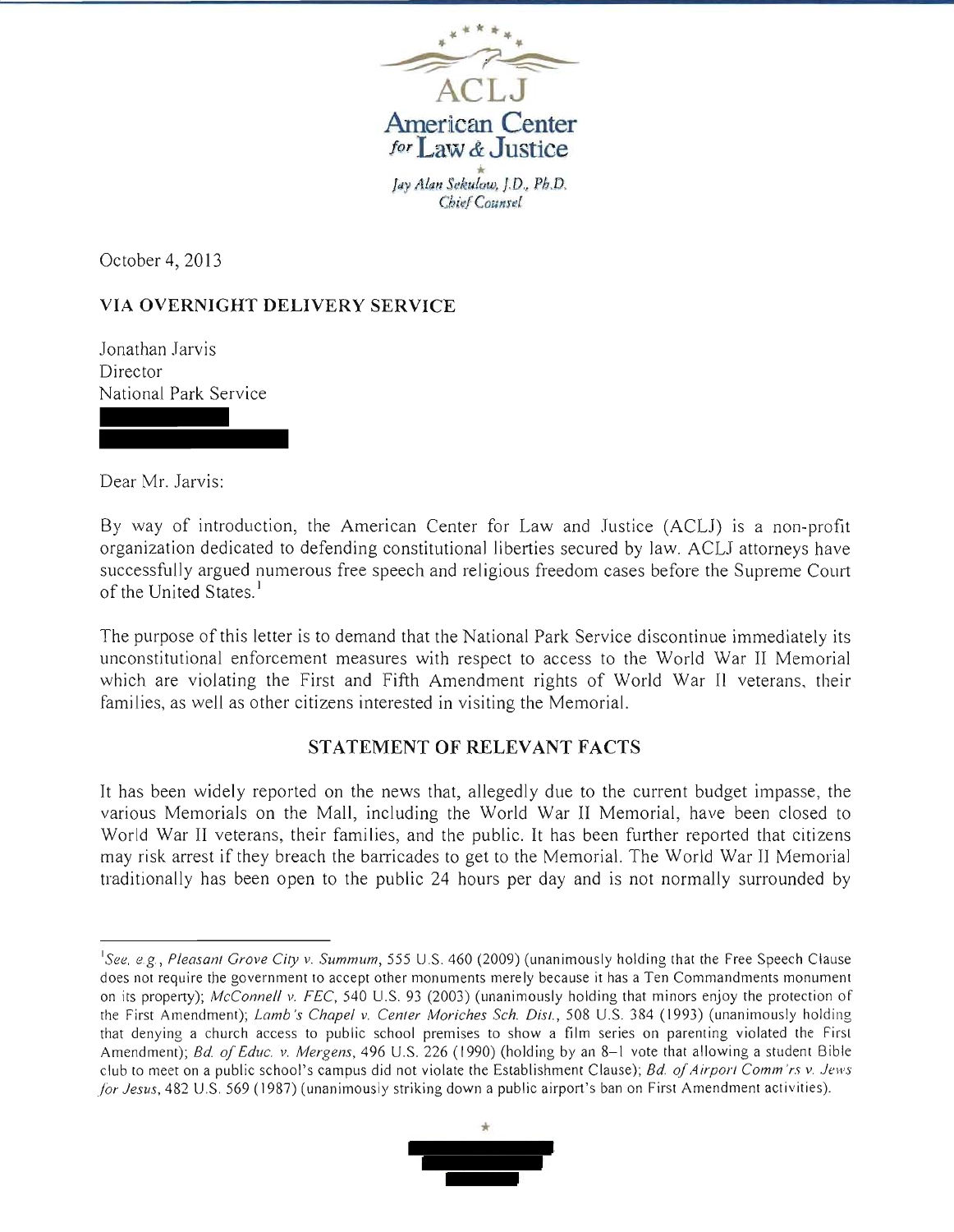ACLJ

American Center *for* Law & Justice

*Jay Alan Sekulow, J.D., Ph.D.*
*Chief Counsel*

October 4, 2013

**VIA OVERNIGHT DELIVERY SERVICE**

Jonathan Jarvis
Director
National Park Service

Dear Mr. Jarvis:

By way of introduction, the American Center for Law and Justice (ACLJ) is a non-profit organization dedicated to defending constitutional liberties secured by law. ACLJ attorneys have successfully argued numerous free speech and religious freedom cases before the Supreme Court of the United States.[1]

The purpose of this letter is to demand that the National Park Service discontinue immediately its unconstitutional enforcement measures with respect to access to the World War II Memorial which are violating the First and Fifth Amendment rights of World War II veterans, their families, as well as other citizens interested in visiting the Memorial.

## STATEMENT OF RELEVANT FACTS

It has been widely reported on the news that, allegedly due to the current budget impasse, the various Memorials on the Mall, including the World War II Memorial, have been closed to World War II veterans, their families, and the public. It has been further reported that citizens may risk arrest if they breach the barricades to get to the Memorial. The World War II Memorial traditionally has been open to the public 24 hours per day and is not normally surrounded by

---

[1] *See, e.g.*, *Pleasant Grove City v. Summum*, 555 U.S. 460 (2009) (unanimously holding that the Free Speech Clause does not require the government to accept other monuments merely because it has a Ten Commandments monument on its property); *McConnell v. FEC*, 540 U.S. 93 (2003) (unanimously holding that minors enjoy the protection of the First Amendment); *Lamb's Chapel v. Center Moriches Sch. Dist.*, 508 U.S. 384 (1993) (unanimously holding that denying a church access to public school premises to show a film series on parenting violated the First Amendment); *Bd. of Educ. v. Mergens*, 496 U.S. 226 (1990) (holding by an 8–1 vote that allowing a student Bible club to meet on a public school's campus did not violate the Establishment Clause); *Bd. of Airport Comm'rs v. Jews for Jesus*, 482 U.S. 569 (1987) (unanimously striking down a public airport's ban on First Amendment activities).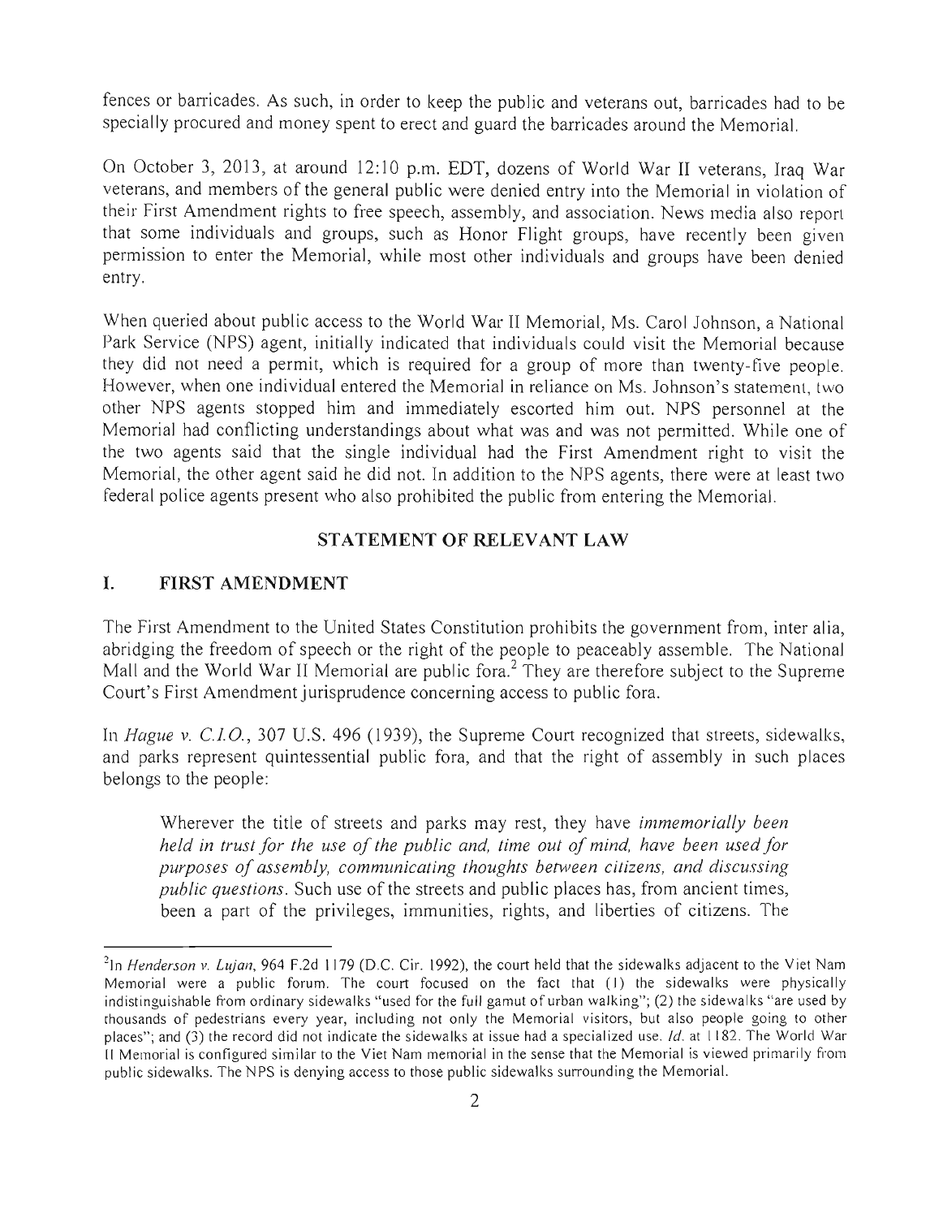fences or barricades. As such, in order to keep the public and veterans out, barricades had to be specially procured and money spent to erect and guard the barricades around the Memorial.

On October 3, 2013, at around 12:10 p.m. EDT, dozens of World War II veterans, Iraq War veterans, and members of the general public were denied entry into the Memorial in violation of their First Amendment rights to free speech, assembly, and association. News media also report that some individuals and groups, such as Honor Flight groups, have recently been given permission to enter the Memorial, while most other individuals and groups have been denied entry.

When queried about public access to the World War II Memorial, Ms. Carol Johnson, a National Park Service (NPS) agent, initially indicated that individuals could visit the Memorial because they did not need a permit, which is required for a group of more than twenty-five people. However, when one individual entered the Memorial in reliance on Ms. Johnson's statement, two other NPS agents stopped him and immediately escorted him out. NPS personnel at the Memorial had conflicting understandings about what was and was not permitted. While one of the two agents said that the single individual had the First Amendment right to visit the Memorial, the other agent said he did not. In addition to the NPS agents, there were at least two federal police agents present who also prohibited the public from entering the Memorial.

## STATEMENT OF RELEVANT LAW

### I. FIRST AMENDMENT

The First Amendment to the United States Constitution prohibits the government from, inter alia, abridging the freedom of speech or the right of the people to peaceably assemble. The National Mall and the World War II Memorial are public fora.[2] They are therefore subject to the Supreme Court's First Amendment jurisprudence concerning access to public fora.

In *Hague v. C.I.O.*, 307 U.S. 496 (1939), the Supreme Court recognized that streets, sidewalks, and parks represent quintessential public fora, and that the right of assembly in such places belongs to the people:

> Wherever the title of streets and parks may rest, they have *immemorially been held in trust for the use of the public and, time out of mind, have been used for purposes of assembly, communicating thoughts between citizens, and discussing public questions*. Such use of the streets and public places has, from ancient times, been a part of the privileges, immunities, rights, and liberties of citizens. The

---

[2] In *Henderson v. Lujan*, 964 F.2d 1179 (D.C. Cir. 1992), the court held that the sidewalks adjacent to the Viet Nam Memorial were a public forum. The court focused on the fact that (1) the sidewalks were physically indistinguishable from ordinary sidewalks "used for the full gamut of urban walking"; (2) the sidewalks "are used by thousands of pedestrians every year, including not only the Memorial visitors, but also people going to other places"; and (3) the record did not indicate the sidewalks at issue had a specialized use. *Id.* at 1182. The World War II Memorial is configured similar to the Viet Nam memorial in the sense that the Memorial is viewed primarily from public sidewalks. The NPS is denying access to those public sidewalks surrounding the Memorial.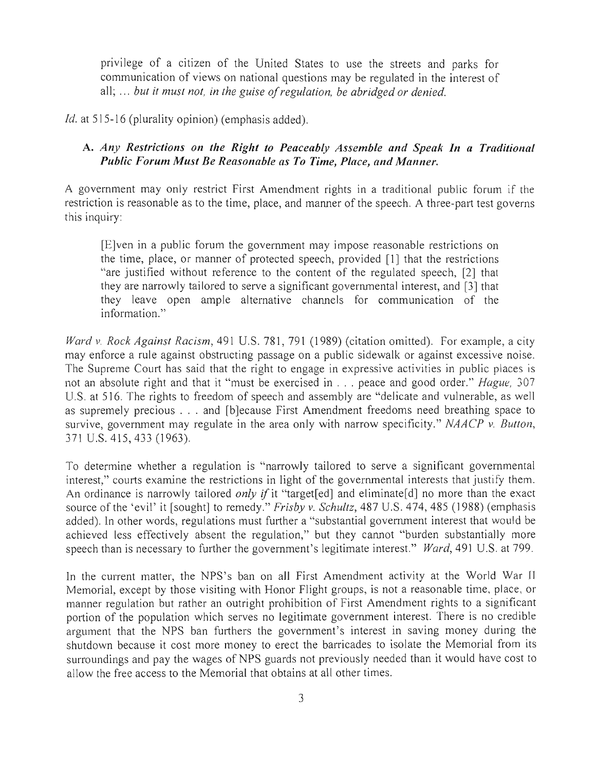> privilege of a citizen of the United States to use the streets and parks for communication of views on national questions may be regulated in the interest of all; … *but it must not, in the guise of regulation, be abridged or denied.*

*Id.* at 515-16 (plurality opinion) (emphasis added).

### A. *Any Restrictions on the Right to Peaceably Assemble and Speak In a Traditional Public Forum Must Be Reasonable as To Time, Place, and Manner.*

A government may only restrict First Amendment rights in a traditional public forum if the restriction is reasonable as to the time, place, and manner of the speech. A three-part test governs this inquiry:

> [E]ven in a public forum the government may impose reasonable restrictions on the time, place, or manner of protected speech, provided [1] that the restrictions "are justified without reference to the content of the regulated speech, [2] that they are narrowly tailored to serve a significant governmental interest, and [3] that they leave open ample alternative channels for communication of the information."

*Ward v. Rock Against Racism*, 491 U.S. 781, 791 (1989) (citation omitted). For example, a city may enforce a rule against obstructing passage on a public sidewalk or against excessive noise. The Supreme Court has said that the right to engage in expressive activities in public places is not an absolute right and that it "must be exercised in . . . peace and good order." *Hague*, 307 U.S. at 516. The rights to freedom of speech and assembly are "delicate and vulnerable, as well as supremely precious . . . and [b]ecause First Amendment freedoms need breathing space to survive, government may regulate in the area only with narrow specificity." *NAACP v. Button*, 371 U.S. 415, 433 (1963).

To determine whether a regulation is "narrowly tailored to serve a significant governmental interest," courts examine the restrictions in light of the governmental interests that justify them. An ordinance is narrowly tailored *only if* it "target[ed] and eliminate[d] no more than the exact source of the 'evil' it [sought] to remedy." *Frisby v. Schultz*, 487 U.S. 474, 485 (1988) (emphasis added). In other words, regulations must further a "substantial government interest that would be achieved less effectively absent the regulation," but they cannot "burden substantially more speech than is necessary to further the government's legitimate interest." *Ward*, 491 U.S. at 799.

In the current matter, the NPS's ban on all First Amendment activity at the World War II Memorial, except by those visiting with Honor Flight groups, is not a reasonable time, place, or manner regulation but rather an outright prohibition of First Amendment rights to a significant portion of the population which serves no legitimate government interest. There is no credible argument that the NPS ban furthers the government's interest in saving money during the shutdown because it cost more money to erect the barricades to isolate the Memorial from its surroundings and pay the wages of NPS guards not previously needed than it would have cost to allow the free access to the Memorial that obtains at all other times.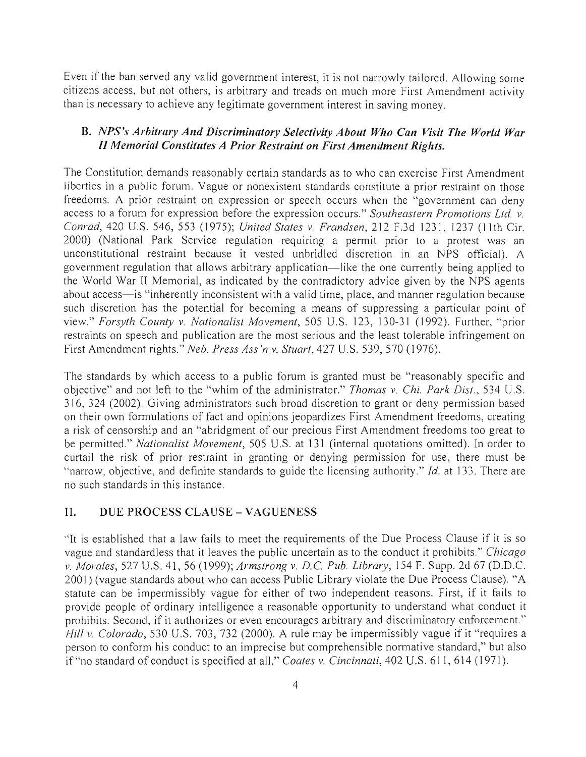Even if the ban served any valid government interest, it is not narrowly tailored. Allowing some citizens access, but not others, is arbitrary and treads on much more First Amendment activity than is necessary to achieve any legitimate government interest in saving money.

### B. *NPS's Arbitrary And Discriminatory Selectivity About Who Can Visit The World War II Memorial Constitutes A Prior Restraint on First Amendment Rights.*

The Constitution demands reasonably certain standards as to who can exercise First Amendment liberties in a public forum. Vague or nonexistent standards constitute a prior restraint on those freedoms. A prior restraint on expression or speech occurs when the "government can deny access to a forum for expression before the expression occurs." *Southeastern Promotions Ltd. v. Conrad*, 420 U.S. 546, 553 (1975); *United States v. Frandsen*, 212 F.3d 1231, 1237 (11th Cir. 2000) (National Park Service regulation requiring a permit prior to a protest was an unconstitutional restraint because it vested unbridled discretion in an NPS official). A government regulation that allows arbitrary application—like the one currently being applied to the World War II Memorial, as indicated by the contradictory advice given by the NPS agents about access—is "inherently inconsistent with a valid time, place, and manner regulation because such discretion has the potential for becoming a means of suppressing a particular point of view." *Forsyth County v. Nationalist Movement*, 505 U.S. 123, 130-31 (1992). Further, "prior restraints on speech and publication are the most serious and the least tolerable infringement on First Amendment rights." *Neb. Press Ass'n v. Stuart*, 427 U.S. 539, 570 (1976).

The standards by which access to a public forum is granted must be "reasonably specific and objective" and not left to the "whim of the administrator." *Thomas v. Chi. Park Dist.*, 534 U.S. 316, 324 (2002). Giving administrators such broad discretion to grant or deny permission based on their own formulations of fact and opinions jeopardizes First Amendment freedoms, creating a risk of censorship and an "abridgment of our precious First Amendment freedoms too great to be permitted." *Nationalist Movement*, 505 U.S. at 131 (internal quotations omitted). In order to curtail the risk of prior restraint in granting or denying permission for use, there must be "narrow, objective, and definite standards to guide the licensing authority." *Id.* at 133. There are no such standards in this instance.

## II. DUE PROCESS CLAUSE – VAGUENESS

"It is established that a law fails to meet the requirements of the Due Process Clause if it is so vague and standardless that it leaves the public uncertain as to the conduct it prohibits." *Chicago v. Morales*, 527 U.S. 41, 56 (1999); *Armstrong v. D.C. Pub. Library*, 154 F. Supp. 2d 67 (D.D.C. 2001) (vague standards about who can access Public Library violate the Due Process Clause). "A statute can be impermissibly vague for either of two independent reasons. First, if it fails to provide people of ordinary intelligence a reasonable opportunity to understand what conduct it prohibits. Second, if it authorizes or even encourages arbitrary and discriminatory enforcement." *Hill v. Colorado*, 530 U.S. 703, 732 (2000). A rule may be impermissibly vague if it "requires a person to conform his conduct to an imprecise but comprehensible normative standard," but also if "no standard of conduct is specified at all." *Coates v. Cincinnati*, 402 U.S. 611, 614 (1971).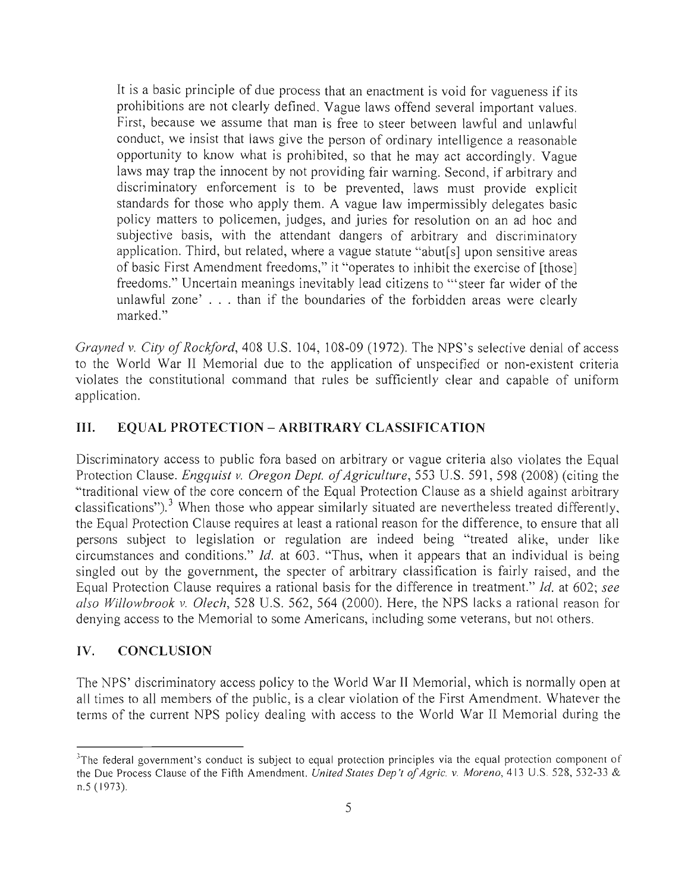> It is a basic principle of due process that an enactment is void for vagueness if its prohibitions are not clearly defined. Vague laws offend several important values. First, because we assume that man is free to steer between lawful and unlawful conduct, we insist that laws give the person of ordinary intelligence a reasonable opportunity to know what is prohibited, so that he may act accordingly. Vague laws may trap the innocent by not providing fair warning. Second, if arbitrary and discriminatory enforcement is to be prevented, laws must provide explicit standards for those who apply them. A vague law impermissibly delegates basic policy matters to policemen, judges, and juries for resolution on an ad hoc and subjective basis, with the attendant dangers of arbitrary and discriminatory application. Third, but related, where a vague statute "abut[s] upon sensitive areas of basic First Amendment freedoms," it "operates to inhibit the exercise of [those] freedoms." Uncertain meanings inevitably lead citizens to "'steer far wider of the unlawful zone' . . . than if the boundaries of the forbidden areas were clearly marked."

*Grayned v. City of Rockford*, 408 U.S. 104, 108-09 (1972). The NPS's selective denial of access to the World War II Memorial due to the application of unspecified or non-existent criteria violates the constitutional command that rules be sufficiently clear and capable of uniform application.

## III. EQUAL PROTECTION – ARBITRARY CLASSIFICATION

Discriminatory access to public fora based on arbitrary or vague criteria also violates the Equal Protection Clause. *Engquist v. Oregon Dept. of Agriculture*, 553 U.S. 591, 598 (2008) (citing the "traditional view of the core concern of the Equal Protection Clause as a shield against arbitrary classifications").[3] When those who appear similarly situated are nevertheless treated differently, the Equal Protection Clause requires at least a rational reason for the difference, to ensure that all persons subject to legislation or regulation are indeed being "treated alike, under like circumstances and conditions." *Id.* at 603. "Thus, when it appears that an individual is being singled out by the government, the specter of arbitrary classification is fairly raised, and the Equal Protection Clause requires a rational basis for the difference in treatment." *Id.* at 602; *see also Willowbrook v. Olech*, 528 U.S. 562, 564 (2000). Here, the NPS lacks a rational reason for denying access to the Memorial to some Americans, including some veterans, but not others.

## IV. CONCLUSION

The NPS' discriminatory access policy to the World War II Memorial, which is normally open at all times to all members of the public, is a clear violation of the First Amendment. Whatever the terms of the current NPS policy dealing with access to the World War II Memorial during the

---

[3] The federal government's conduct is subject to equal protection principles via the equal protection component of the Due Process Clause of the Fifth Amendment. *United States Dep't of Agric. v. Moreno*, 413 U.S. 528, 532-33 & n.5 (1973).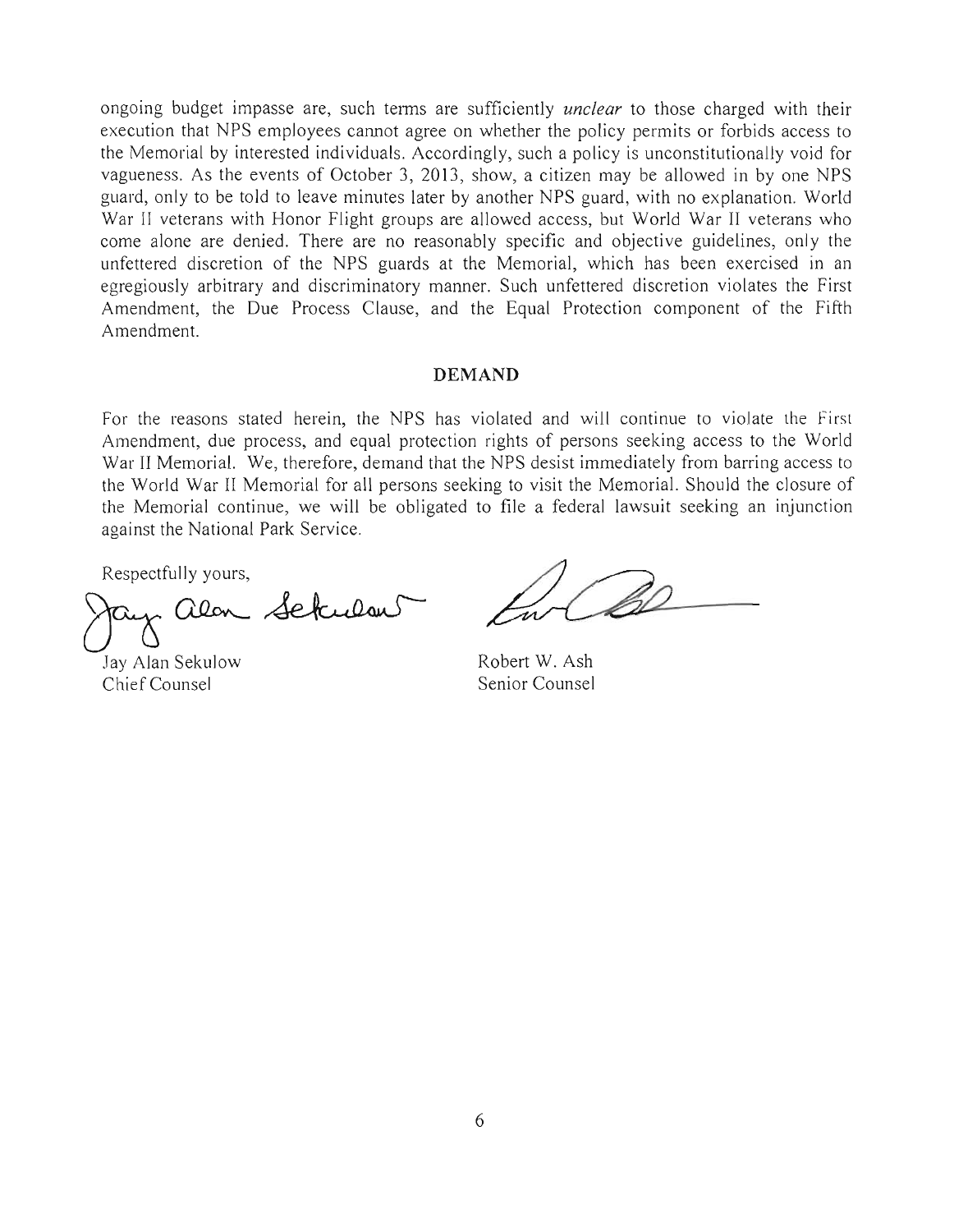ongoing budget impasse are, such terms are sufficiently *unclear* to those charged with their execution that NPS employees cannot agree on whether the policy permits or forbids access to the Memorial by interested individuals. Accordingly, such a policy is unconstitutionally void for vagueness. As the events of October 3, 2013, show, a citizen may be allowed in by one NPS guard, only to be told to leave minutes later by another NPS guard, with no explanation. World War II veterans with Honor Flight groups are allowed access, but World War II veterans who come alone are denied. There are no reasonably specific and objective guidelines, only the unfettered discretion of the NPS guards at the Memorial, which has been exercised in an egregiously arbitrary and discriminatory manner. Such unfettered discretion violates the First Amendment, the Due Process Clause, and the Equal Protection component of the Fifth Amendment.

## DEMAND

For the reasons stated herein, the NPS has violated and will continue to violate the First Amendment, due process, and equal protection rights of persons seeking access to the World War II Memorial. We, therefore, demand that the NPS desist immediately from barring access to the World War II Memorial for all persons seeking to visit the Memorial. Should the closure of the Memorial continue, we will be obligated to file a federal lawsuit seeking an injunction against the National Park Service.

Respectfully yours,

Jay Alan Sekulow
Chief Counsel

Robert W. Ash
Senior Counsel